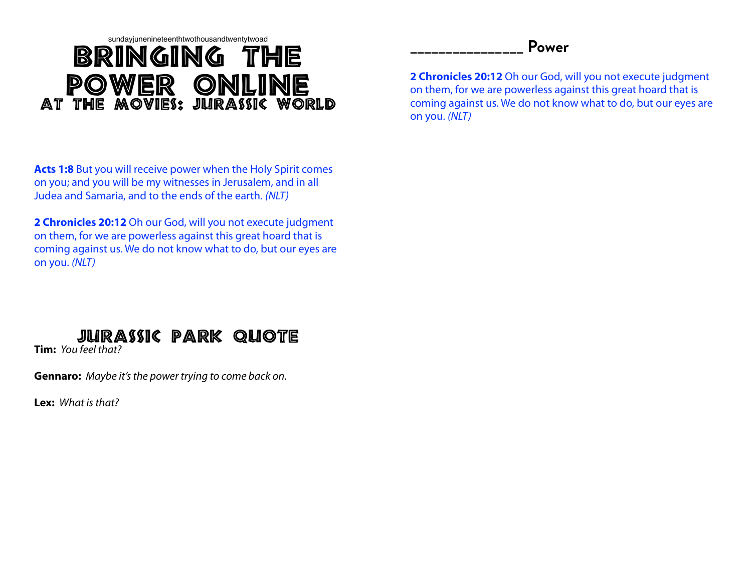sundayjunenineteenthtwothousandtwentytwoad

# BRINGING THE POWER ONLINE

## AT THE MOVIES: JURASSIC WORLD

**Acts 1:8** But you will receive power when the Holy Spirit comes on you; and you will be my witnesses in Jerusalem, and in all Judea and Samaria, and to the ends of the earth. *(NLT)*

**2 Chronicles 20:12** Oh our God, will you not execute judgment on them, for we are powerless against this great hoard that is coming against us. We do not know what to do, but our eyes are on you. *(NLT)*

## JURASSIC PARK QUOTE

**Tim:** *You feel that?*

**Gennaro:** *Maybe it's the power trying to come back on.*

**Lex:** *What is that?*

## _______________ Power

**2 Chronicles 20:12** Oh our God, will you not execute judgment on them, for we are powerless against this great hoard that is coming against us. We do not know what to do, but our eyes are on you. *(NLT)*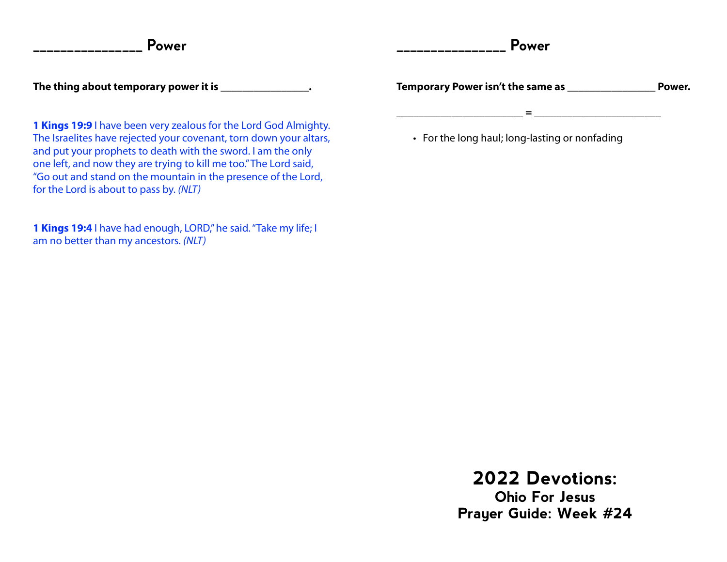## _______________ Power

**The thing about temporary power it is _________________.**

**1 Kings 19:9** I have been very zealous for the Lord God Almighty. The Israelites have rejected your covenant, torn down your altars, and put your prophets to death with the sword. I am the only one left, and now they are trying to kill me too." The Lord said, "Go out and stand on the mountain in the presence of the Lord, for the Lord is about to pass by. *(NLT)*

**1 Kings 19:4** I have had enough, LORD," he said. "Take my life; I am no better than my ancestors. *(NLT)*

## _______________ Power

**Temporary Power isn't the same as ________________ Power.**

________________________ = ________________________

- For the long haul; long-lasting or nonfading

**2022 Devotions:**
**Ohio For Jesus**
**Prayer Guide: Week #24**